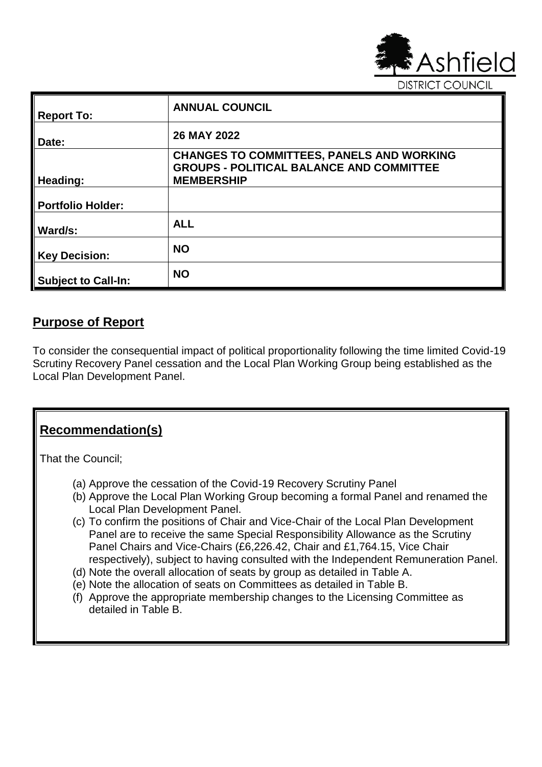Ashfield
DISTRICT COUNCIL

| | |
|---|---|
| **Report To:** | **ANNUAL COUNCIL** |
| **Date:** | **26 MAY 2022** |
| **Heading:** | **CHANGES TO COMMITTEES, PANELS AND WORKING GROUPS - POLITICAL BALANCE AND COMMITTEE MEMBERSHIP** |
| **Portfolio Holder:** | |
| **Ward/s:** | **ALL** |
| **Key Decision:** | **NO** |
| **Subject to Call-In:** | **NO** |

## Purpose of Report

To consider the consequential impact of political proportionality following the time limited Covid-19 Scrutiny Recovery Panel cessation and the Local Plan Working Group being established as the Local Plan Development Panel.

## Recommendation(s)

That the Council;

(a) Approve the cessation of the Covid-19 Recovery Scrutiny Panel
(b) Approve the Local Plan Working Group becoming a formal Panel and renamed the Local Plan Development Panel.
(c) To confirm the positions of Chair and Vice-Chair of the Local Plan Development Panel are to receive the same Special Responsibility Allowance as the Scrutiny Panel Chairs and Vice-Chairs (£6,226.42, Chair and £1,764.15, Vice Chair respectively), subject to having consulted with the Independent Remuneration Panel.
(d) Note the overall allocation of seats by group as detailed in Table A.
(e) Note the allocation of seats on Committees as detailed in Table B.
(f) Approve the appropriate membership changes to the Licensing Committee as detailed in Table B.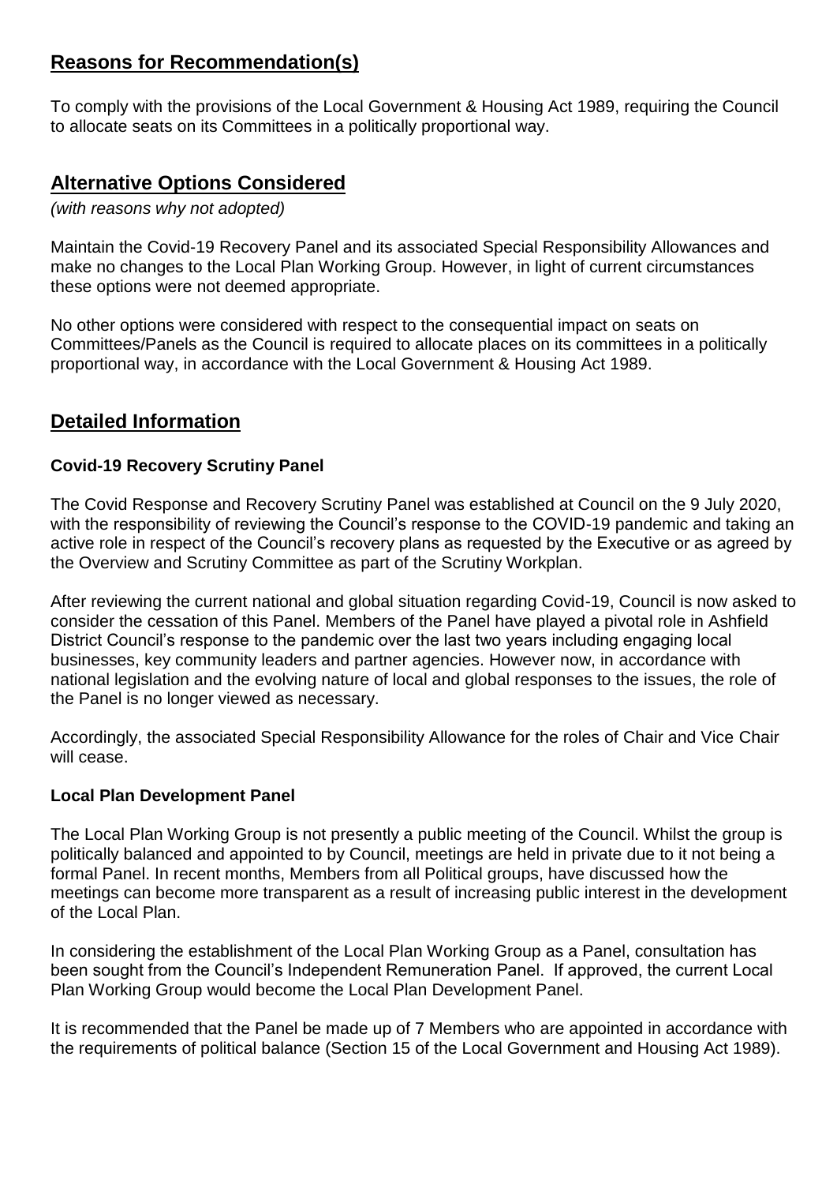## Reasons for Recommendation(s)

To comply with the provisions of the Local Government & Housing Act 1989, requiring the Council to allocate seats on its Committees in a politically proportional way.

## Alternative Options Considered

*(with reasons why not adopted)*

Maintain the Covid-19 Recovery Panel and its associated Special Responsibility Allowances and make no changes to the Local Plan Working Group. However, in light of current circumstances these options were not deemed appropriate.

No other options were considered with respect to the consequential impact on seats on Committees/Panels as the Council is required to allocate places on its committees in a politically proportional way, in accordance with the Local Government & Housing Act 1989.

## Detailed Information

### Covid-19 Recovery Scrutiny Panel

The Covid Response and Recovery Scrutiny Panel was established at Council on the 9 July 2020, with the responsibility of reviewing the Council's response to the COVID-19 pandemic and taking an active role in respect of the Council's recovery plans as requested by the Executive or as agreed by the Overview and Scrutiny Committee as part of the Scrutiny Workplan.

After reviewing the current national and global situation regarding Covid-19, Council is now asked to consider the cessation of this Panel. Members of the Panel have played a pivotal role in Ashfield District Council's response to the pandemic over the last two years including engaging local businesses, key community leaders and partner agencies. However now, in accordance with national legislation and the evolving nature of local and global responses to the issues, the role of the Panel is no longer viewed as necessary.

Accordingly, the associated Special Responsibility Allowance for the roles of Chair and Vice Chair will cease.

### Local Plan Development Panel

The Local Plan Working Group is not presently a public meeting of the Council. Whilst the group is politically balanced and appointed to by Council, meetings are held in private due to it not being a formal Panel. In recent months, Members from all Political groups, have discussed how the meetings can become more transparent as a result of increasing public interest in the development of the Local Plan.

In considering the establishment of the Local Plan Working Group as a Panel, consultation has been sought from the Council's Independent Remuneration Panel. If approved, the current Local Plan Working Group would become the Local Plan Development Panel.

It is recommended that the Panel be made up of 7 Members who are appointed in accordance with the requirements of political balance (Section 15 of the Local Government and Housing Act 1989).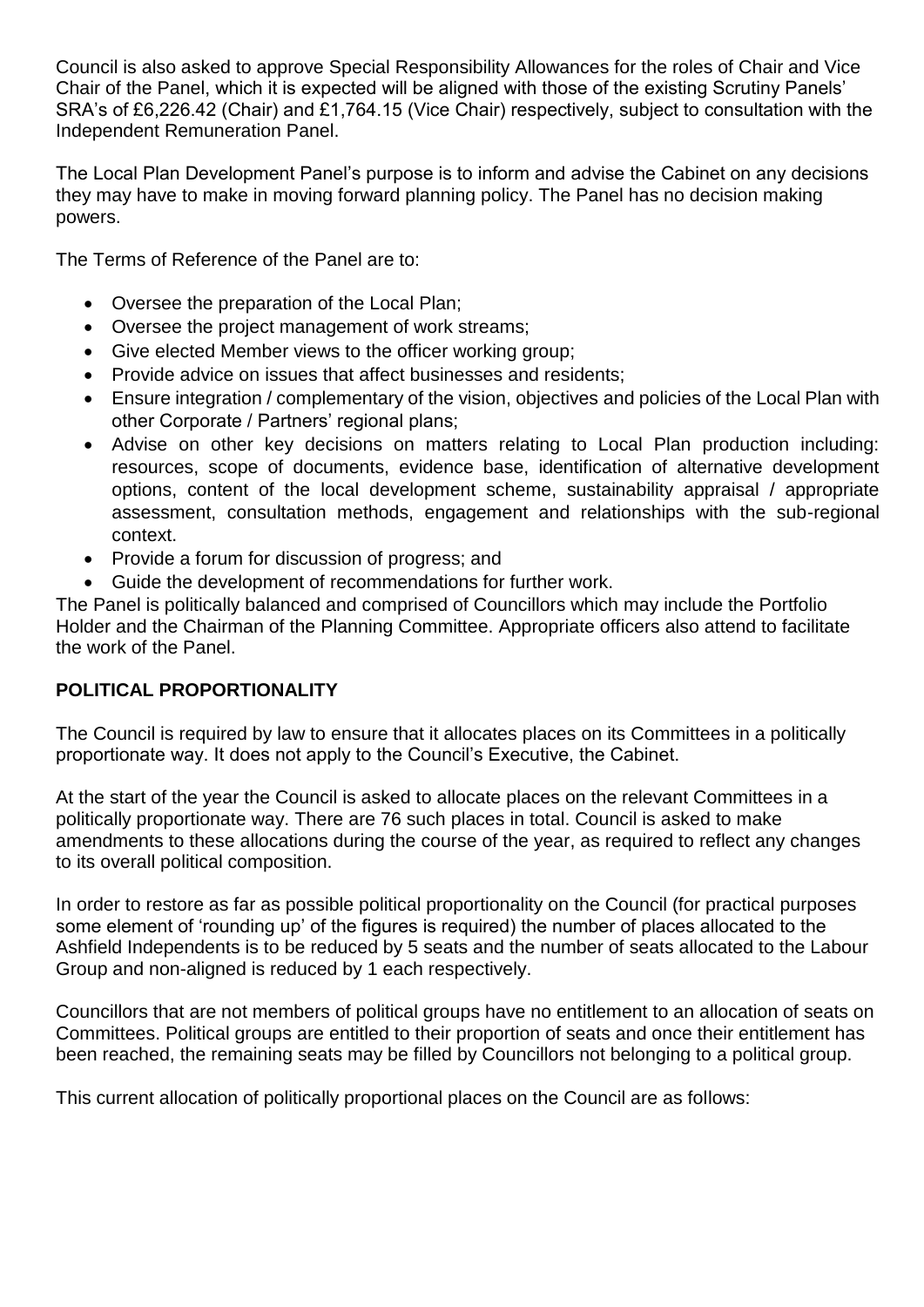Council is also asked to approve Special Responsibility Allowances for the roles of Chair and Vice Chair of the Panel, which it is expected will be aligned with those of the existing Scrutiny Panels' SRA's of £6,226.42 (Chair) and £1,764.15 (Vice Chair) respectively, subject to consultation with the Independent Remuneration Panel.

The Local Plan Development Panel's purpose is to inform and advise the Cabinet on any decisions they may have to make in moving forward planning policy. The Panel has no decision making powers.

The Terms of Reference of the Panel are to:

- Oversee the preparation of the Local Plan;
- Oversee the project management of work streams;
- Give elected Member views to the officer working group;
- Provide advice on issues that affect businesses and residents;
- Ensure integration / complementary of the vision, objectives and policies of the Local Plan with other Corporate / Partners' regional plans;
- Advise on other key decisions on matters relating to Local Plan production including: resources, scope of documents, evidence base, identification of alternative development options, content of the local development scheme, sustainability appraisal / appropriate assessment, consultation methods, engagement and relationships with the sub-regional context.
- Provide a forum for discussion of progress; and
- Guide the development of recommendations for further work.

The Panel is politically balanced and comprised of Councillors which may include the Portfolio Holder and the Chairman of the Planning Committee. Appropriate officers also attend to facilitate the work of the Panel.

**POLITICAL PROPORTIONALITY**

The Council is required by law to ensure that it allocates places on its Committees in a politically proportionate way. It does not apply to the Council's Executive, the Cabinet.

At the start of the year the Council is asked to allocate places on the relevant Committees in a politically proportionate way. There are 76 such places in total. Council is asked to make amendments to these allocations during the course of the year, as required to reflect any changes to its overall political composition.

In order to restore as far as possible political proportionality on the Council (for practical purposes some element of 'rounding up' of the figures is required) the number of places allocated to the Ashfield Independents is to be reduced by 5 seats and the number of seats allocated to the Labour Group and non-aligned is reduced by 1 each respectively.

Councillors that are not members of political groups have no entitlement to an allocation of seats on Committees. Political groups are entitled to their proportion of seats and once their entitlement has been reached, the remaining seats may be filled by Councillors not belonging to a political group.

This current allocation of politically proportional places on the Council are as follows: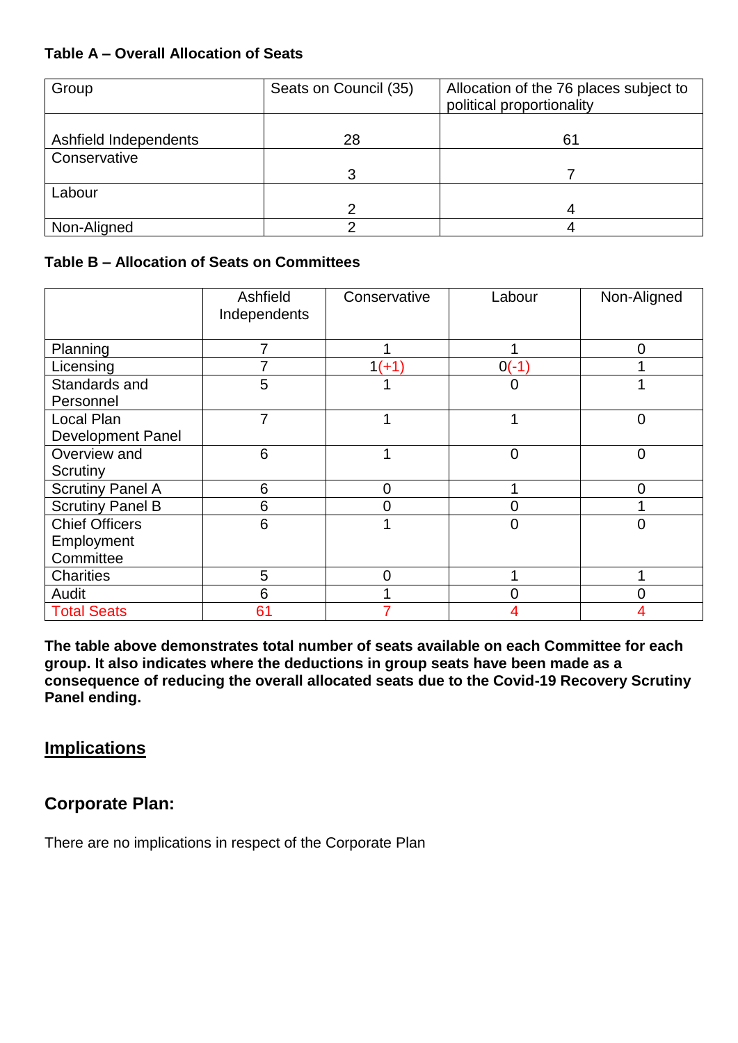**Table A – Overall Allocation of Seats**

| Group | Seats on Council (35) | Allocation of the 76 places subject to political proportionality |
|---|---|---|
| Ashfield Independents | 28 | 61 |
| Conservative | 3 | 7 |
| Labour | 2 | 4 |
| Non-Aligned | 2 | 4 |

**Table B – Allocation of Seats on Committees**

| | Ashfield Independents | Conservative | Labour | Non-Aligned |
|---|---|---|---|---|
| Planning | 7 | 1 | 1 | 0 |
| Licensing | 7 | 1(+1) | 0(-1) | 1 |
| Standards and Personnel | 5 | 1 | 0 | 1 |
| Local Plan Development Panel | 7 | 1 | 1 | 0 |
| Overview and Scrutiny | 6 | 1 | 0 | 0 |
| Scrutiny Panel A | 6 | 0 | 1 | 0 |
| Scrutiny Panel B | 6 | 0 | 0 | 1 |
| Chief Officers Employment Committee | 6 | 1 | 0 | 0 |
| Charities | 5 | 0 | 1 | 1 |
| Audit | 6 | 1 | 0 | 0 |
| Total Seats | 61 | 7 | 4 | 4 |

**The table above demonstrates total number of seats available on each Committee for each group. It also indicates where the deductions in group seats have been made as a consequence of reducing the overall allocated seats due to the Covid-19 Recovery Scrutiny Panel ending.**

## Implications

### Corporate Plan:

There are no implications in respect of the Corporate Plan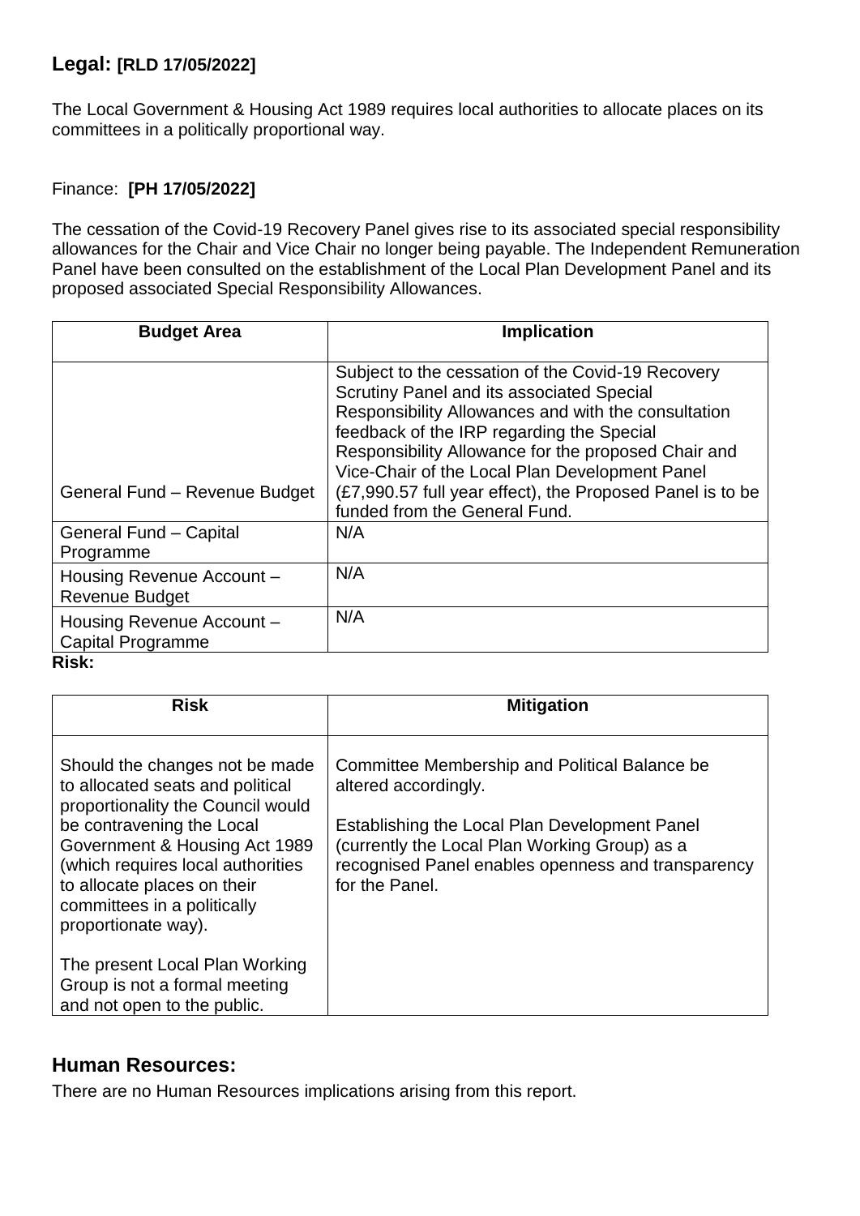## Legal: [RLD 17/05/2022]

The Local Government & Housing Act 1989 requires local authorities to allocate places on its committees in a politically proportional way.

Finance: **[PH 17/05/2022]**

The cessation of the Covid-19 Recovery Panel gives rise to its associated special responsibility allowances for the Chair and Vice Chair no longer being payable. The Independent Remuneration Panel have been consulted on the establishment of the Local Plan Development Panel and its proposed associated Special Responsibility Allowances.

| Budget Area | Implication |
|---|---|
| General Fund – Revenue Budget | Subject to the cessation of the Covid-19 Recovery Scrutiny Panel and its associated Special Responsibility Allowances and with the consultation feedback of the IRP regarding the Special Responsibility Allowance for the proposed Chair and Vice-Chair of the Local Plan Development Panel (£7,990.57 full year effect), the Proposed Panel is to be funded from the General Fund. |
| General Fund – Capital Programme | N/A |
| Housing Revenue Account – Revenue Budget | N/A |
| Housing Revenue Account – Capital Programme | N/A |

**Risk:**

| Risk | Mitigation |
|---|---|
| Should the changes not be made to allocated seats and political proportionality the Council would be contravening the Local Government & Housing Act 1989 (which requires local authorities to allocate places on their committees in a politically proportionate way).<br><br>The present Local Plan Working Group is not a formal meeting and not open to the public. | Committee Membership and Political Balance be altered accordingly.<br><br>Establishing the Local Plan Development Panel (currently the Local Plan Working Group) as a recognised Panel enables openness and transparency for the Panel. |

## Human Resources:

There are no Human Resources implications arising from this report.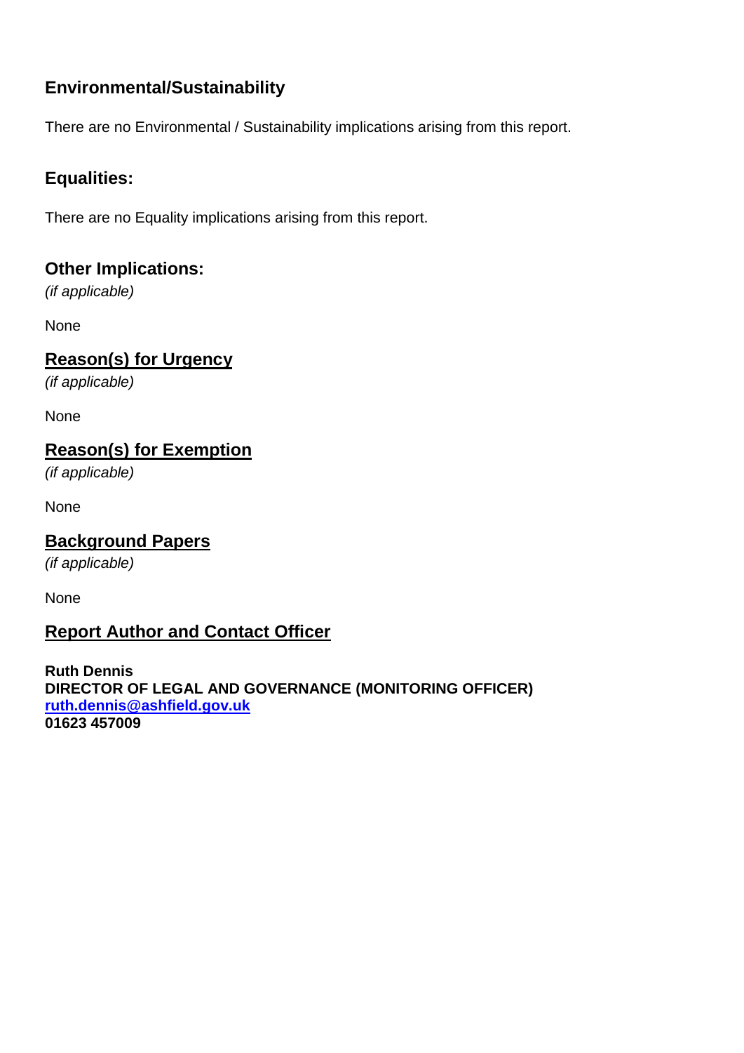## Environmental/Sustainability

There are no Environmental / Sustainability implications arising from this report.

## Equalities:

There are no Equality implications arising from this report.

## Other Implications:

*(if applicable)*

None

## Reason(s) for Urgency

*(if applicable)*

None

## Reason(s) for Exemption

*(if applicable)*

None

## Background Papers

*(if applicable)*

None

## Report Author and Contact Officer

**Ruth Dennis**
**DIRECTOR OF LEGAL AND GOVERNANCE (MONITORING OFFICER)**
**ruth.dennis@ashfield.gov.uk**
**01623 457009**